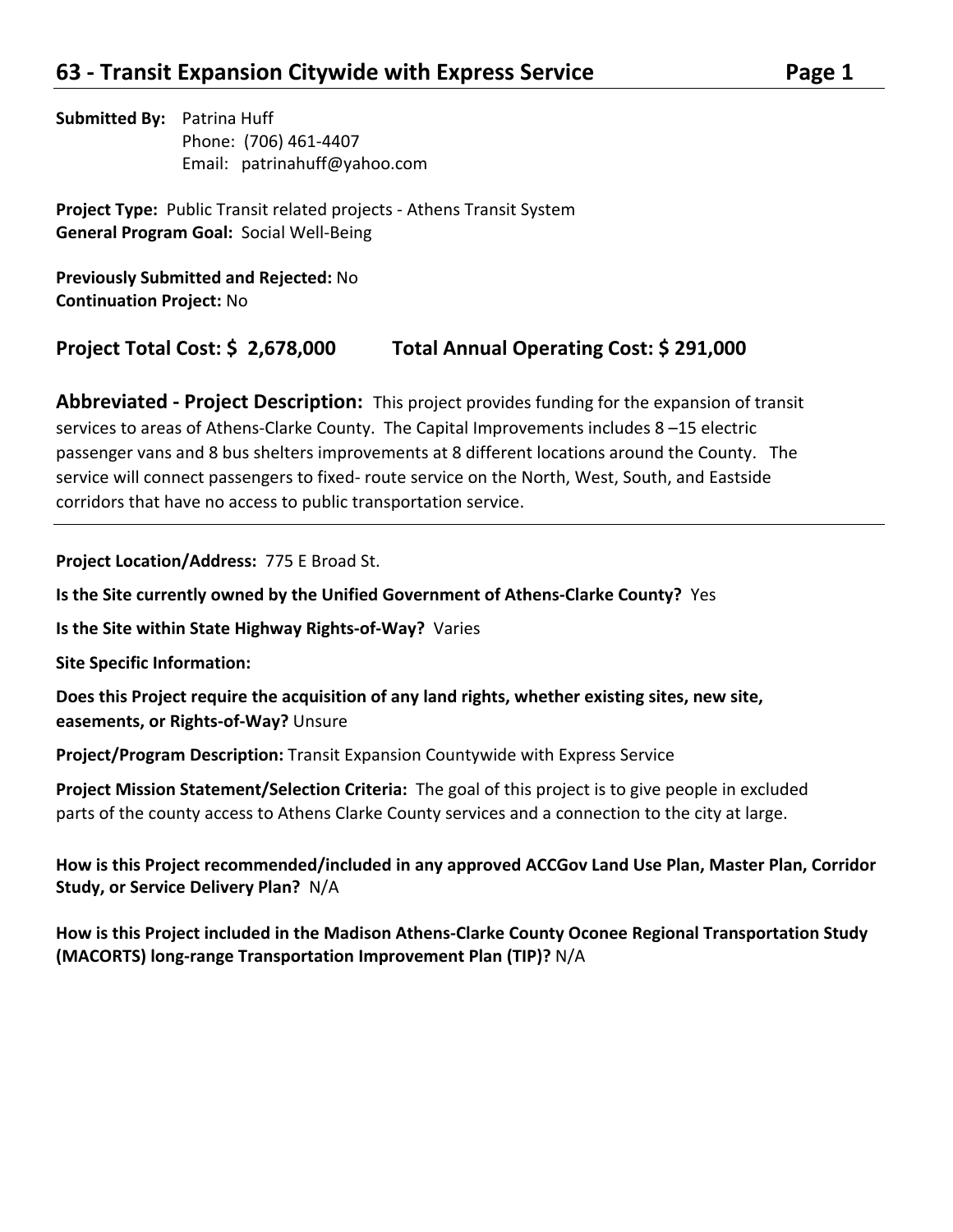# 63 - Transit Expansion Citywide with Express Service

**Submitted By:** Patrina Huff
Phone: (706) 461-4407
Email: patrinahuff@yahoo.com

**Project Type:** Public Transit related projects - Athens Transit System
**General Program Goal:** Social Well-Being

**Previously Submitted and Rejected:** No
**Continuation Project:** No

**Project Total Cost: $ 2,678,000 Total Annual Operating Cost: $ 291,000**

**Abbreviated - Project Description:** This project provides funding for the expansion of transit services to areas of Athens-Clarke County. The Capital Improvements includes 8 –15 electric passenger vans and 8 bus shelters improvements at 8 different locations around the County. The service will connect passengers to fixed- route service on the North, West, South, and Eastside corridors that have no access to public transportation service.

---

**Project Location/Address:** 775 E Broad St.

**Is the Site currently owned by the Unified Government of Athens-Clarke County?** Yes

**Is the Site within State Highway Rights-of-Way?** Varies

**Site Specific Information:**

**Does this Project require the acquisition of any land rights, whether existing sites, new site, easements, or Rights-of-Way?** Unsure

**Project/Program Description:** Transit Expansion Countywide with Express Service

**Project Mission Statement/Selection Criteria:** The goal of this project is to give people in excluded parts of the county access to Athens Clarke County services and a connection to the city at large.

**How is this Project recommended/included in any approved ACCGov Land Use Plan, Master Plan, Corridor Study, or Service Delivery Plan?** N/A

**How is this Project included in the Madison Athens-Clarke County Oconee Regional Transportation Study (MACORTS) long-range Transportation Improvement Plan (TIP)?** N/A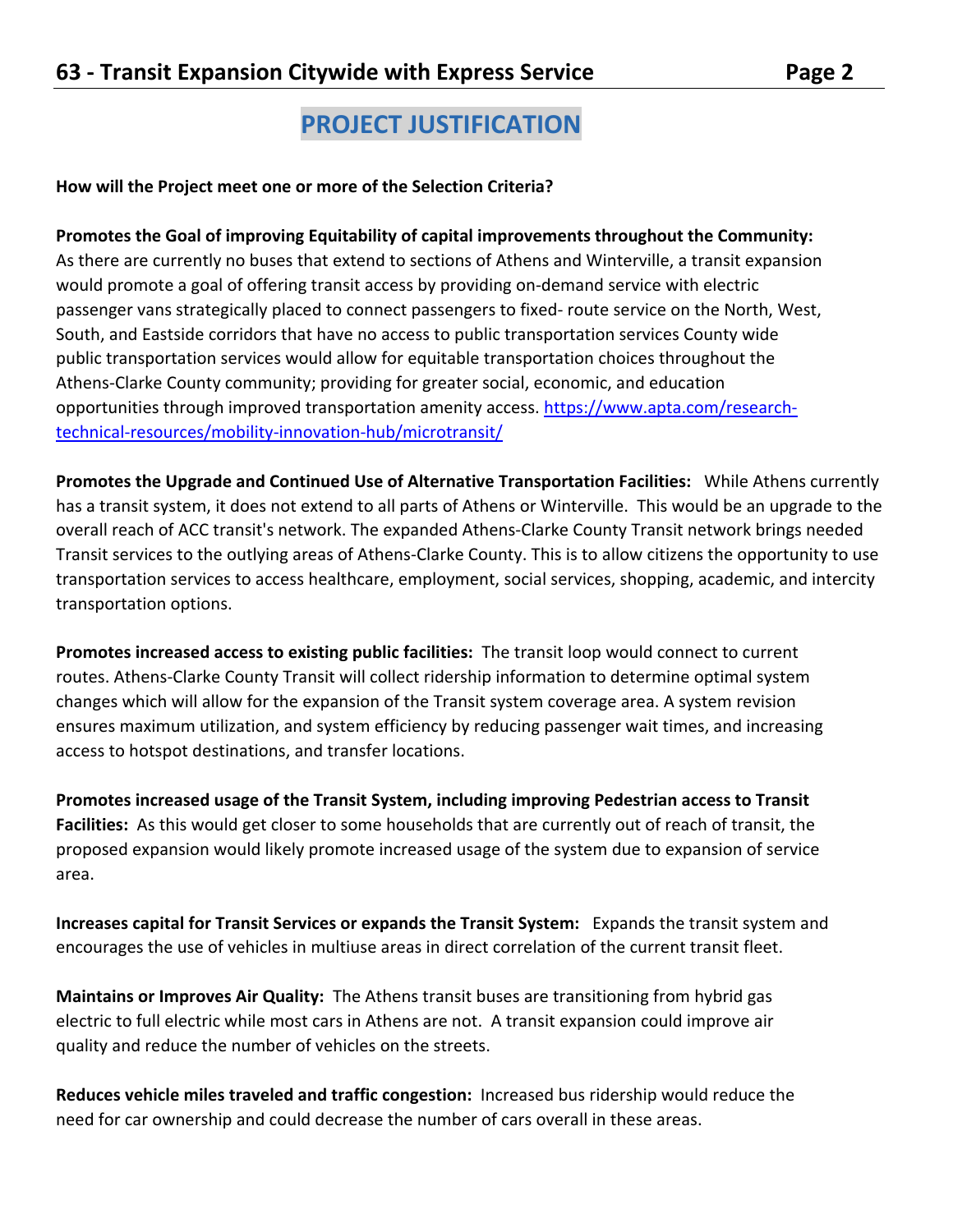## PROJECT JUSTIFICATION

**How will the Project meet one or more of the Selection Criteria?**

**Promotes the Goal of improving Equitability of capital improvements throughout the Community:** As there are currently no buses that extend to sections of Athens and Winterville, a transit expansion would promote a goal of offering transit access by providing on-demand service with electric passenger vans strategically placed to connect passengers to fixed- route service on the North, West, South, and Eastside corridors that have no access to public transportation services County wide public transportation services would allow for equitable transportation choices throughout the Athens-Clarke County community; providing for greater social, economic, and education opportunities through improved transportation amenity access. https://www.apta.com/research-technical-resources/mobility-innovation-hub/microtransit/

**Promotes the Upgrade and Continued Use of Alternative Transportation Facilities:** While Athens currently has a transit system, it does not extend to all parts of Athens or Winterville. This would be an upgrade to the overall reach of ACC transit's network. The expanded Athens-Clarke County Transit network brings needed Transit services to the outlying areas of Athens-Clarke County. This is to allow citizens the opportunity to use transportation services to access healthcare, employment, social services, shopping, academic, and intercity transportation options.

**Promotes increased access to existing public facilities:** The transit loop would connect to current routes. Athens-Clarke County Transit will collect ridership information to determine optimal system changes which will allow for the expansion of the Transit system coverage area. A system revision ensures maximum utilization, and system efficiency by reducing passenger wait times, and increasing access to hotspot destinations, and transfer locations.

**Promotes increased usage of the Transit System, including improving Pedestrian access to Transit Facilities:** As this would get closer to some households that are currently out of reach of transit, the proposed expansion would likely promote increased usage of the system due to expansion of service area.

**Increases capital for Transit Services or expands the Transit System:** Expands the transit system and encourages the use of vehicles in multiuse areas in direct correlation of the current transit fleet.

**Maintains or Improves Air Quality:** The Athens transit buses are transitioning from hybrid gas electric to full electric while most cars in Athens are not. A transit expansion could improve air quality and reduce the number of vehicles on the streets.

**Reduces vehicle miles traveled and traffic congestion:** Increased bus ridership would reduce the need for car ownership and could decrease the number of cars overall in these areas.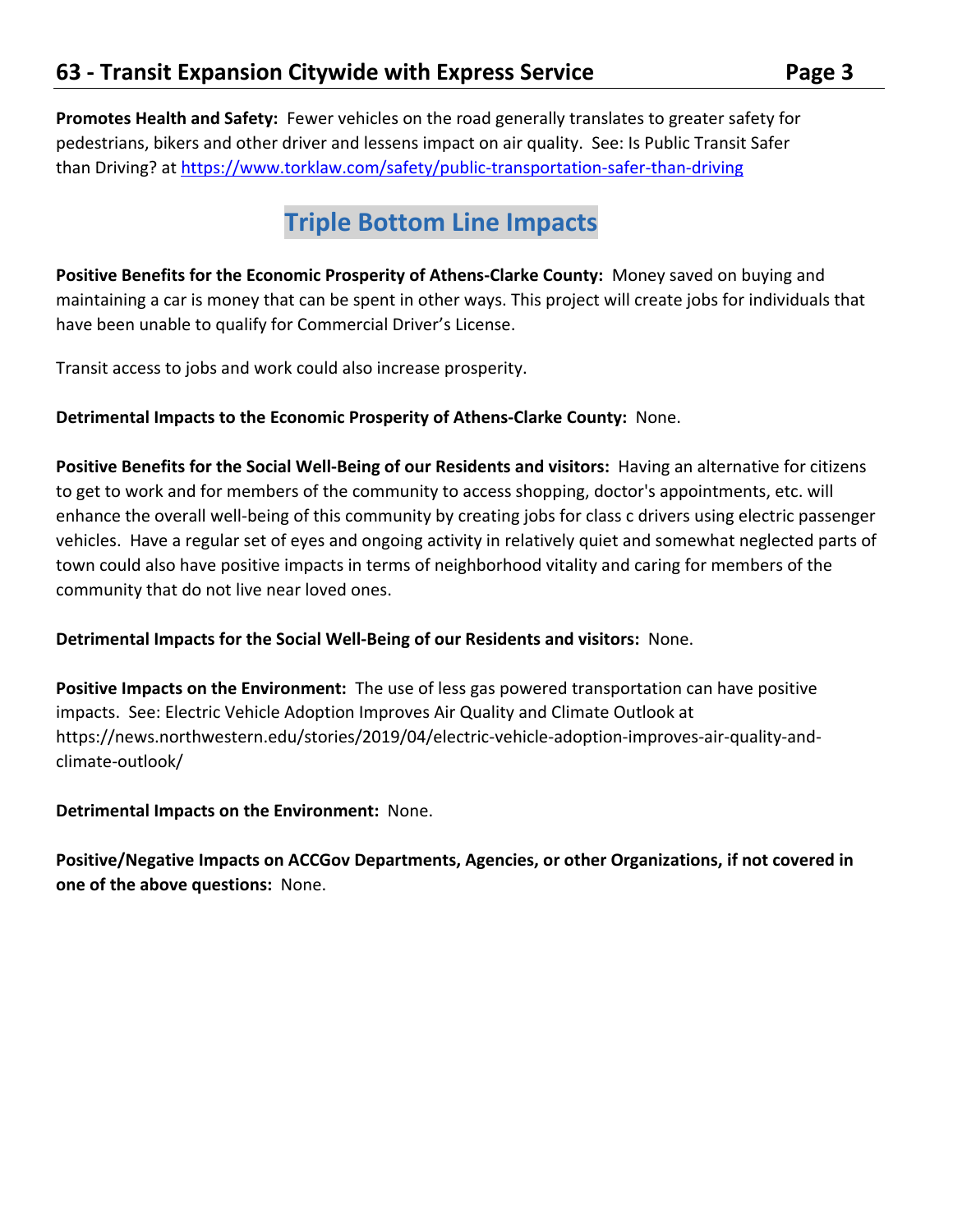**Promotes Health and Safety:** Fewer vehicles on the road generally translates to greater safety for pedestrians, bikers and other driver and lessens impact on air quality. See: Is Public Transit Safer than Driving? at https://www.torklaw.com/safety/public-transportation-safer-than-driving

## Triple Bottom Line Impacts

**Positive Benefits for the Economic Prosperity of Athens-Clarke County:** Money saved on buying and maintaining a car is money that can be spent in other ways. This project will create jobs for individuals that have been unable to qualify for Commercial Driver's License.

Transit access to jobs and work could also increase prosperity.

**Detrimental Impacts to the Economic Prosperity of Athens-Clarke County:** None.

**Positive Benefits for the Social Well-Being of our Residents and visitors:** Having an alternative for citizens to get to work and for members of the community to access shopping, doctor's appointments, etc. will enhance the overall well-being of this community by creating jobs for class c drivers using electric passenger vehicles. Have a regular set of eyes and ongoing activity in relatively quiet and somewhat neglected parts of town could also have positive impacts in terms of neighborhood vitality and caring for members of the community that do not live near loved ones.

**Detrimental Impacts for the Social Well-Being of our Residents and visitors:** None.

**Positive Impacts on the Environment:** The use of less gas powered transportation can have positive impacts. See: Electric Vehicle Adoption Improves Air Quality and Climate Outlook at https://news.northwestern.edu/stories/2019/04/electric-vehicle-adoption-improves-air-quality-and-climate-outlook/

**Detrimental Impacts on the Environment:** None.

**Positive/Negative Impacts on ACCGov Departments, Agencies, or other Organizations, if not covered in one of the above questions:** None.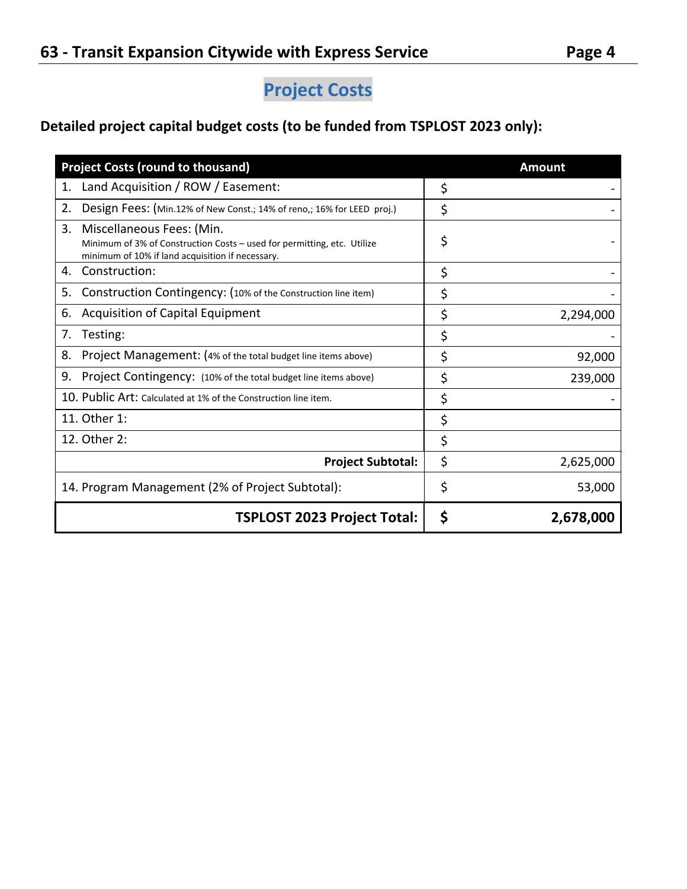## Project Costs

**Detailed project capital budget costs (to be funded from TSPLOST 2023 only):**

| Project Costs (round to thousand) | Amount |
|---|---|
| 1. Land Acquisition / ROW / Easement: | $ - |
| 2. Design Fees: (Min.12% of New Const.; 14% of reno,; 16% for LEED proj.) | $ - |
| 3. Miscellaneous Fees: (Min. Minimum of 3% of Construction Costs – used for permitting, etc. Utilize minimum of 10% if land acquisition if necessary. | $ - |
| 4. Construction: | $ - |
| 5. Construction Contingency: (10% of the Construction line item) | $ - |
| 6. Acquisition of Capital Equipment | $ 2,294,000 |
| 7. Testing: | $ - |
| 8. Project Management: (4% of the total budget line items above) | $ 92,000 |
| 9. Project Contingency: (10% of the total budget line items above) | $ 239,000 |
| 10. Public Art: Calculated at 1% of the Construction line item. | $ - |
| 11. Other 1: | $ |
| 12. Other 2: | $ |
| **Project Subtotal:** | $ 2,625,000 |
| 14. Program Management (2% of Project Subtotal): | $ 53,000 |
| **TSPLOST 2023 Project Total:** | **$ 2,678,000** |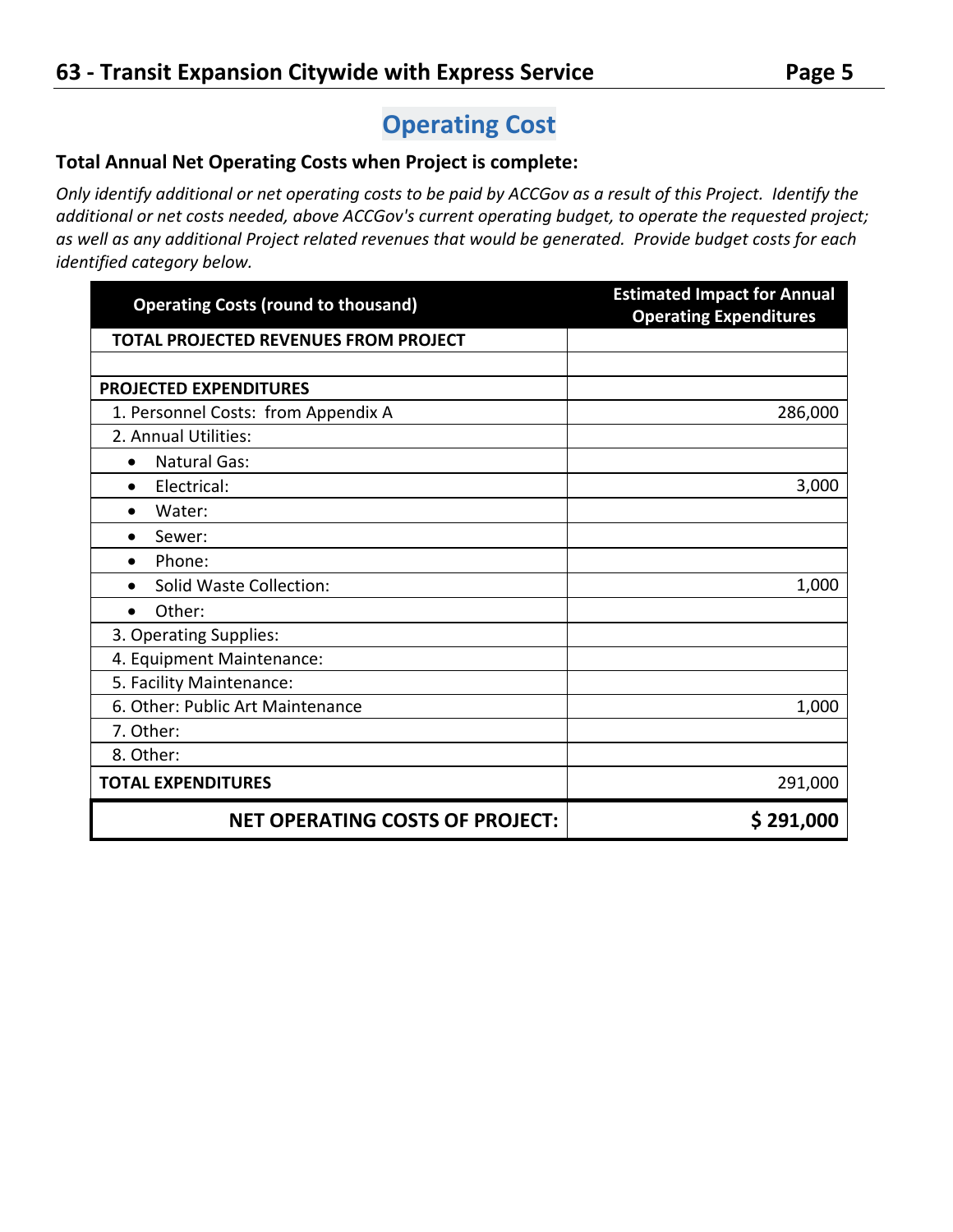## Operating Cost

**Total Annual Net Operating Costs when Project is complete:**

*Only identify additional or net operating costs to be paid by ACCGov as a result of this Project. Identify the additional or net costs needed, above ACCGov's current operating budget, to operate the requested project; as well as any additional Project related revenues that would be generated. Provide budget costs for each identified category below.*

| Operating Costs (round to thousand) | Estimated Impact for Annual Operating Expenditures |
|---|---|
| **TOTAL PROJECTED REVENUES FROM PROJECT** | |
| | |
| **PROJECTED EXPENDITURES** | |
| 1. Personnel Costs: from Appendix A | 286,000 |
| 2. Annual Utilities: | |
| • Natural Gas: | |
| • Electrical: | 3,000 |
| • Water: | |
| • Sewer: | |
| • Phone: | |
| • Solid Waste Collection: | 1,000 |
| • Other: | |
| 3. Operating Supplies: | |
| 4. Equipment Maintenance: | |
| 5. Facility Maintenance: | |
| 6. Other: Public Art Maintenance | 1,000 |
| 7. Other: | |
| 8. Other: | |
| **TOTAL EXPENDITURES** | 291,000 |
| **NET OPERATING COSTS OF PROJECT:** | **$ 291,000** |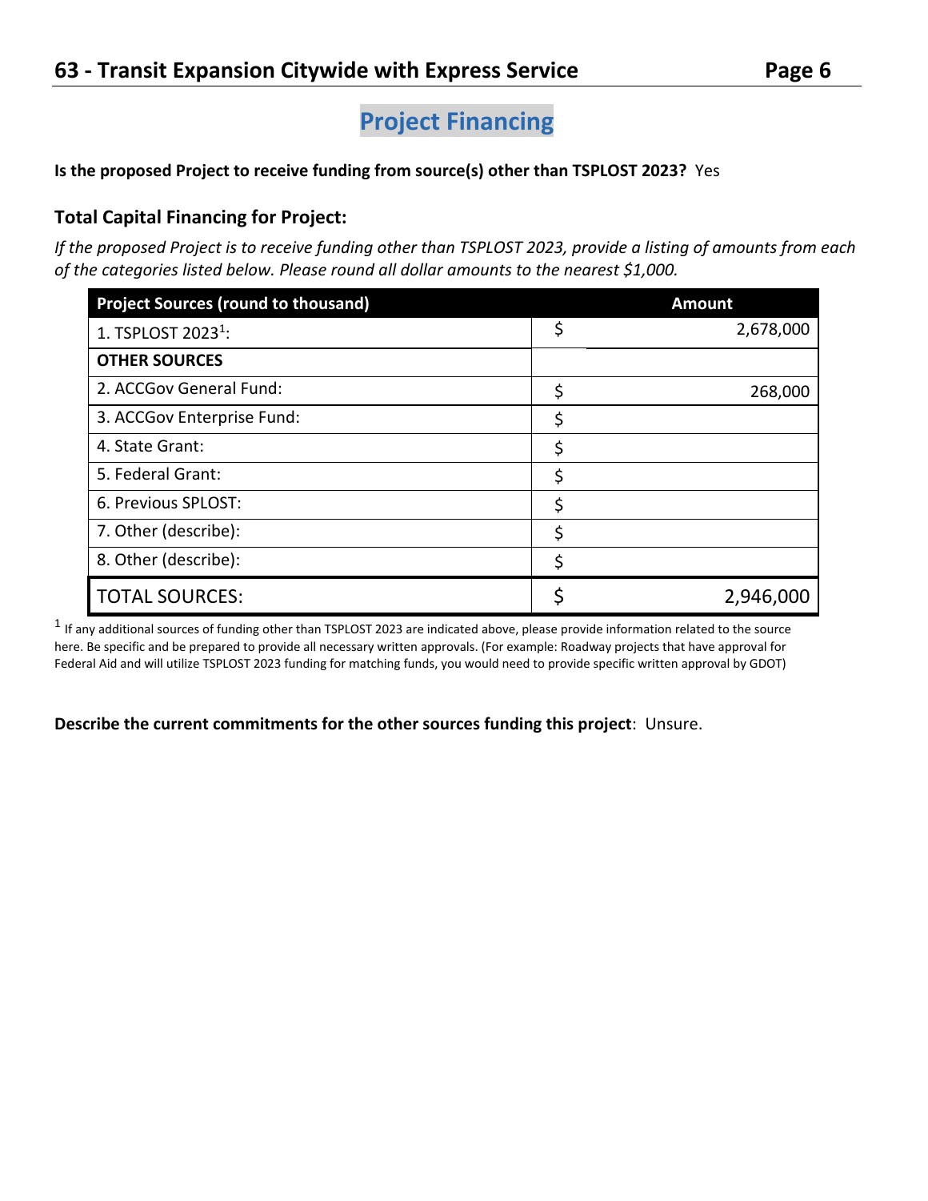## Project Financing

**Is the proposed Project to receive funding from source(s) other than TSPLOST 2023?** Yes

### Total Capital Financing for Project:

*If the proposed Project is to receive funding other than TSPLOST 2023, provide a listing of amounts from each of the categories listed below. Please round all dollar amounts to the nearest $1,000.*

| Project Sources (round to thousand) | Amount |
|---|---|
| 1. TSPLOST 2023[1]: | $ 2,678,000 |
| **OTHER SOURCES** | |
| 2. ACCGov General Fund: | $ 268,000 |
| 3. ACCGov Enterprise Fund: | $ |
| 4. State Grant: | $ |
| 5. Federal Grant: | $ |
| 6. Previous SPLOST: | $ |
| 7. Other (describe): | $ |
| 8. Other (describe): | $ |
| TOTAL SOURCES: | $ 2,946,000 |

[1] If any additional sources of funding other than TSPLOST 2023 are indicated above, please provide information related to the source here. Be specific and be prepared to provide all necessary written approvals. (For example: Roadway projects that have approval for Federal Aid and will utilize TSPLOST 2023 funding for matching funds, you would need to provide specific written approval by GDOT)

**Describe the current commitments for the other sources funding this project**: Unsure.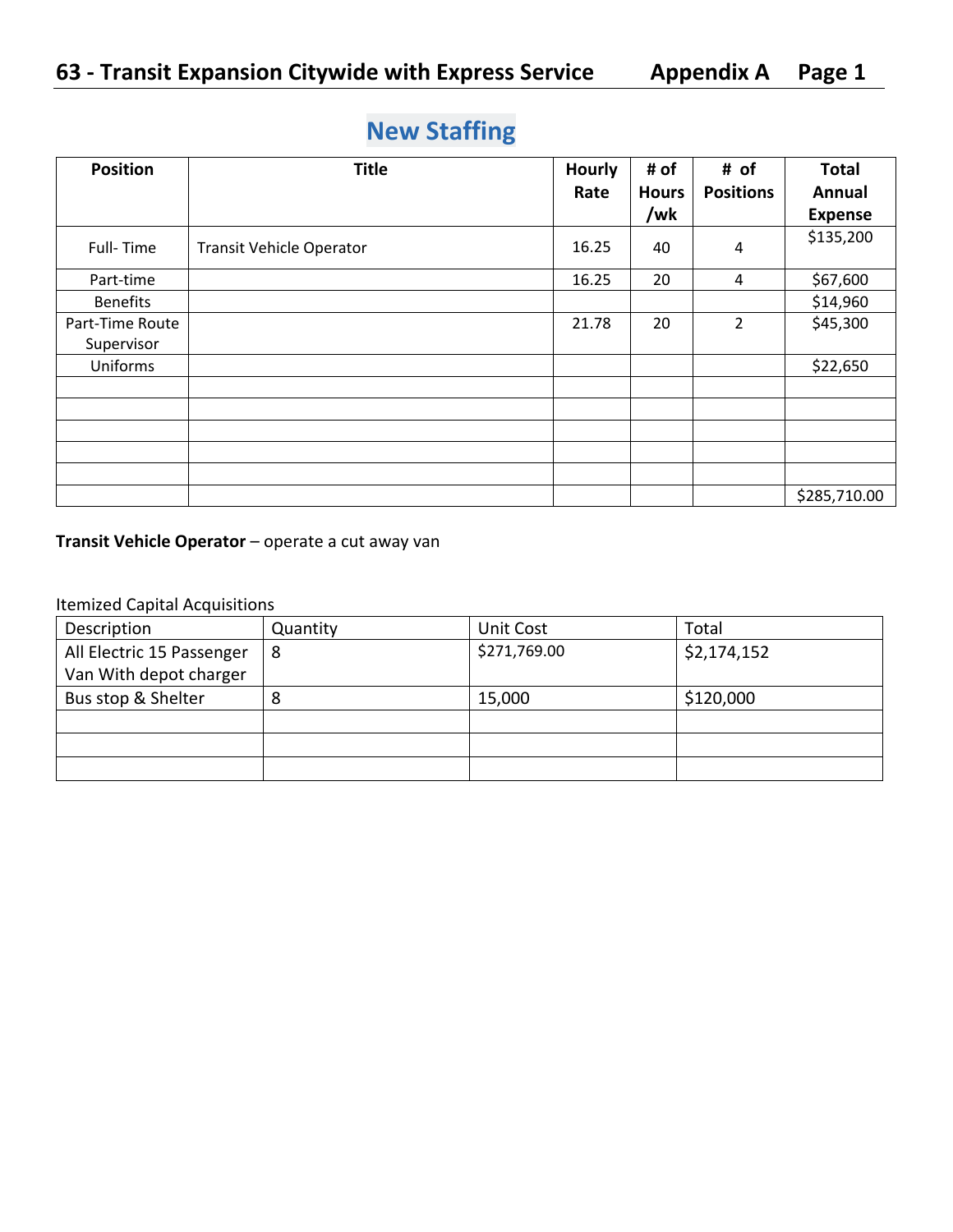# 63 - Transit Expansion Citywide with Express Service Appendix A Page 1

## New Staffing

| Position | Title | Hourly Rate | # of Hours /wk | # of Positions | Total Annual Expense |
|---|---|---|---|---|---|
| Full- Time | Transit Vehicle Operator | 16.25 | 40 | 4 | $135,200 |
| Part-time | | 16.25 | 20 | 4 | $67,600 |
| Benefits | | | | | $14,960 |
| Part-Time Route Supervisor | | 21.78 | 20 | 2 | $45,300 |
| Uniforms | | | | | $22,650 |
| | | | | | |
| | | | | | |
| | | | | | |
| | | | | | |
| | | | | | |
| | | | | | $285,710.00 |

**Transit Vehicle Operator** – operate a cut away van

Itemized Capital Acquisitions

| Description | Quantity | Unit Cost | Total |
|---|---|---|---|
| All Electric 15 Passenger Van With depot charger | 8 | $271,769.00 | $2,174,152 |
| Bus stop & Shelter | 8 | 15,000 | $120,000 |
| | | | |
| | | | |
| | | | |